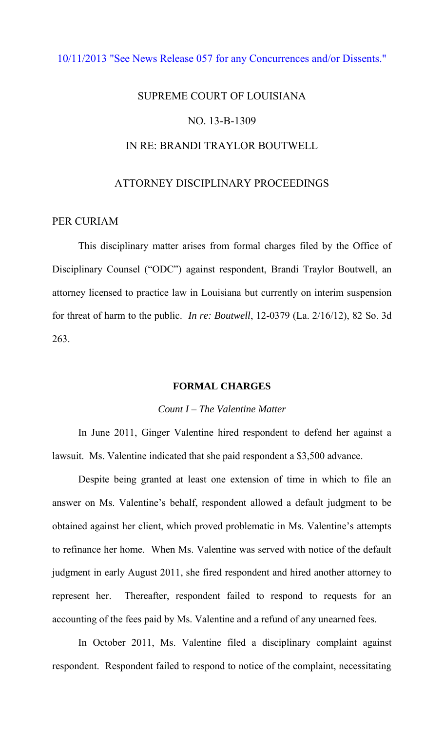10/11/2013 "See News Release 057 for any Concurrences and/or Dissents."

# SUPREME COURT OF LOUISIANA

## NO. 13-B-1309

## IN RE: BRANDI TRAYLOR BOUTWELL

## ATTORNEY DISCIPLINARY PROCEEDINGS

PER CURIAM

This disciplinary matter arises from formal charges filed by the Office of Disciplinary Counsel ("ODC") against respondent, Brandi Traylor Boutwell, an attorney licensed to practice law in Louisiana but currently on interim suspension for threat of harm to the public. *In re: Boutwell*, 12-0379 (La. 2/16/12), 82 So. 3d 263.

### FORMAL CHARGES

#### *Count I – The Valentine Matter*

In June 2011, Ginger Valentine hired respondent to defend her against a lawsuit. Ms. Valentine indicated that she paid respondent a $3,500 advance.

Despite being granted at least one extension of time in which to file an answer on Ms. Valentine's behalf, respondent allowed a default judgment to be obtained against her client, which proved problematic in Ms. Valentine's attempts to refinance her home. When Ms. Valentine was served with notice of the default judgment in early August 2011, she fired respondent and hired another attorney to represent her. Thereafter, respondent failed to respond to requests for an accounting of the fees paid by Ms. Valentine and a refund of any unearned fees.

In October 2011, Ms. Valentine filed a disciplinary complaint against respondent. Respondent failed to respond to notice of the complaint, necessitating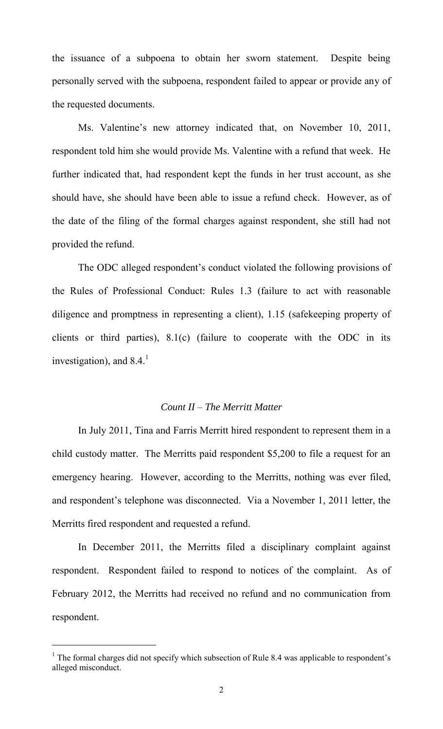the issuance of a subpoena to obtain her sworn statement. Despite being personally served with the subpoena, respondent failed to appear or provide any of the requested documents.

Ms. Valentine's new attorney indicated that, on November 10, 2011, respondent told him she would provide Ms. Valentine with a refund that week. He further indicated that, had respondent kept the funds in her trust account, as she should have, she should have been able to issue a refund check. However, as of the date of the filing of the formal charges against respondent, she still had not provided the refund.

The ODC alleged respondent's conduct violated the following provisions of the Rules of Professional Conduct: Rules 1.3 (failure to act with reasonable diligence and promptness in representing a client), 1.15 (safekeeping property of clients or third parties), 8.1(c) (failure to cooperate with the ODC in its investigation), and 8.4.[1]

*Count II – The Merritt Matter*

In July 2011, Tina and Farris Merritt hired respondent to represent them in a child custody matter. The Merritts paid respondent $5,200 to file a request for an emergency hearing. However, according to the Merritts, nothing was ever filed, and respondent's telephone was disconnected. Via a November 1, 2011 letter, the Merritts fired respondent and requested a refund.

In December 2011, the Merritts filed a disciplinary complaint against respondent. Respondent failed to respond to notices of the complaint. As of February 2012, the Merritts had received no refund and no communication from respondent.

[1] The formal charges did not specify which subsection of Rule 8.4 was applicable to respondent's alleged misconduct.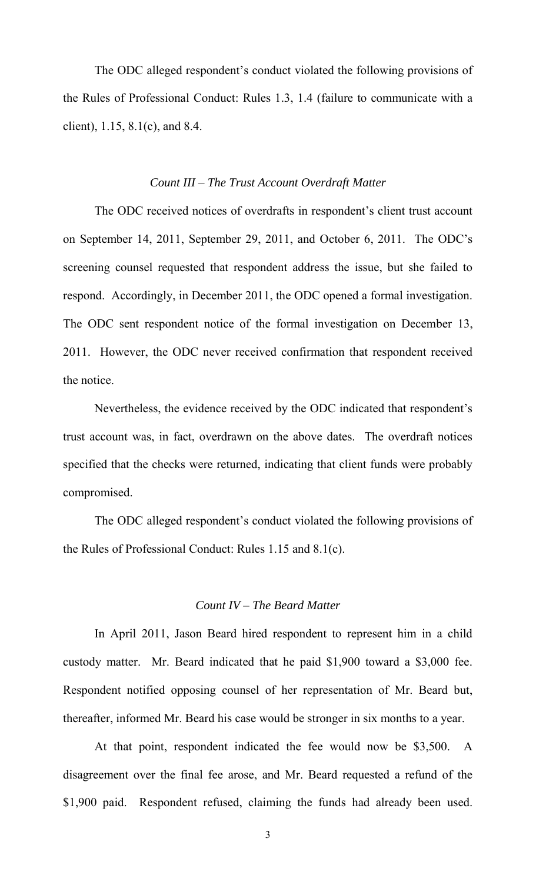The ODC alleged respondent's conduct violated the following provisions of the Rules of Professional Conduct: Rules 1.3, 1.4 (failure to communicate with a client), 1.15, 8.1(c), and 8.4.

### *Count III – The Trust Account Overdraft Matter*

The ODC received notices of overdrafts in respondent's client trust account on September 14, 2011, September 29, 2011, and October 6, 2011. The ODC's screening counsel requested that respondent address the issue, but she failed to respond. Accordingly, in December 2011, the ODC opened a formal investigation. The ODC sent respondent notice of the formal investigation on December 13, 2011. However, the ODC never received confirmation that respondent received the notice.

Nevertheless, the evidence received by the ODC indicated that respondent's trust account was, in fact, overdrawn on the above dates. The overdraft notices specified that the checks were returned, indicating that client funds were probably compromised.

The ODC alleged respondent's conduct violated the following provisions of the Rules of Professional Conduct: Rules 1.15 and 8.1(c).

### *Count IV – The Beard Matter*

In April 2011, Jason Beard hired respondent to represent him in a child custody matter. Mr. Beard indicated that he paid $1,900 toward a $3,000 fee. Respondent notified opposing counsel of her representation of Mr. Beard but, thereafter, informed Mr. Beard his case would be stronger in six months to a year.

At that point, respondent indicated the fee would now be $3,500. A disagreement over the final fee arose, and Mr. Beard requested a refund of the $1,900 paid. Respondent refused, claiming the funds had already been used.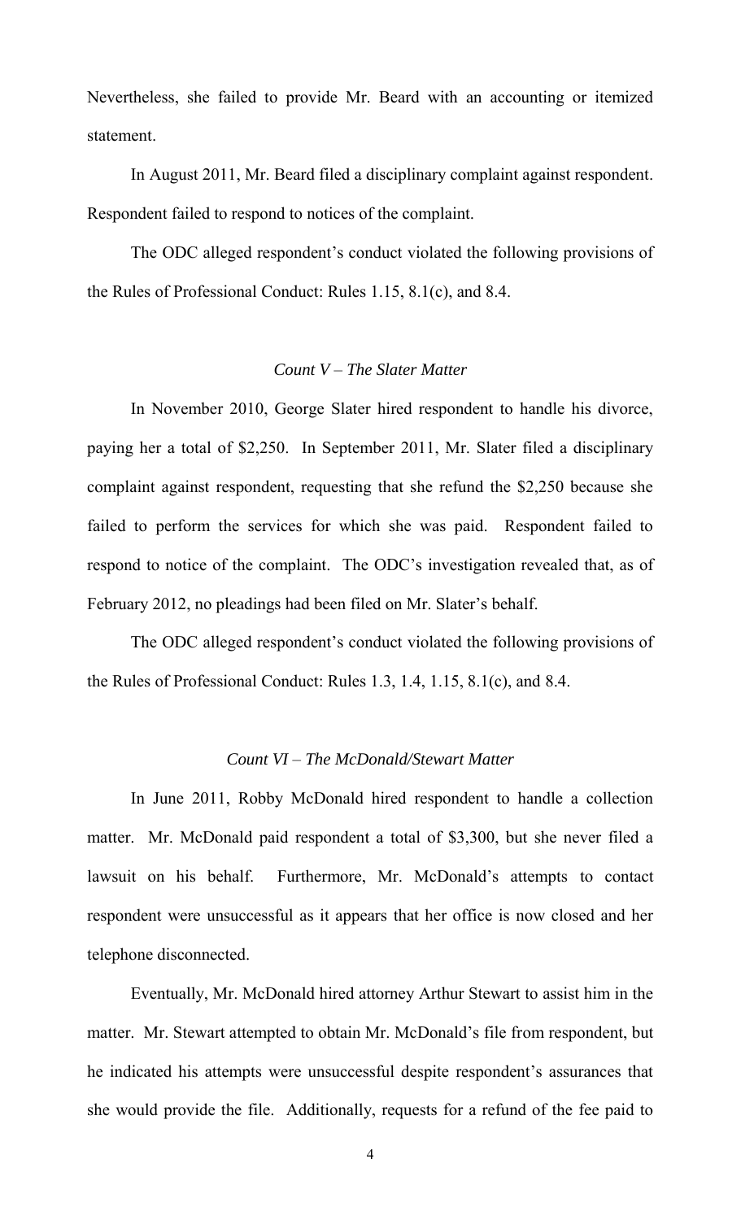Nevertheless, she failed to provide Mr. Beard with an accounting or itemized statement.

In August 2011, Mr. Beard filed a disciplinary complaint against respondent. Respondent failed to respond to notices of the complaint.

The ODC alleged respondent's conduct violated the following provisions of the Rules of Professional Conduct: Rules 1.15, 8.1(c), and 8.4.

*Count V – The Slater Matter*

In November 2010, George Slater hired respondent to handle his divorce, paying her a total of $2,250. In September 2011, Mr. Slater filed a disciplinary complaint against respondent, requesting that she refund the $2,250 because she failed to perform the services for which she was paid. Respondent failed to respond to notice of the complaint. The ODC's investigation revealed that, as of February 2012, no pleadings had been filed on Mr. Slater's behalf.

The ODC alleged respondent's conduct violated the following provisions of the Rules of Professional Conduct: Rules 1.3, 1.4, 1.15, 8.1(c), and 8.4.

*Count VI – The McDonald/Stewart Matter*

In June 2011, Robby McDonald hired respondent to handle a collection matter. Mr. McDonald paid respondent a total of $3,300, but she never filed a lawsuit on his behalf. Furthermore, Mr. McDonald's attempts to contact respondent were unsuccessful as it appears that her office is now closed and her telephone disconnected.

Eventually, Mr. McDonald hired attorney Arthur Stewart to assist him in the matter. Mr. Stewart attempted to obtain Mr. McDonald's file from respondent, but he indicated his attempts were unsuccessful despite respondent's assurances that she would provide the file. Additionally, requests for a refund of the fee paid to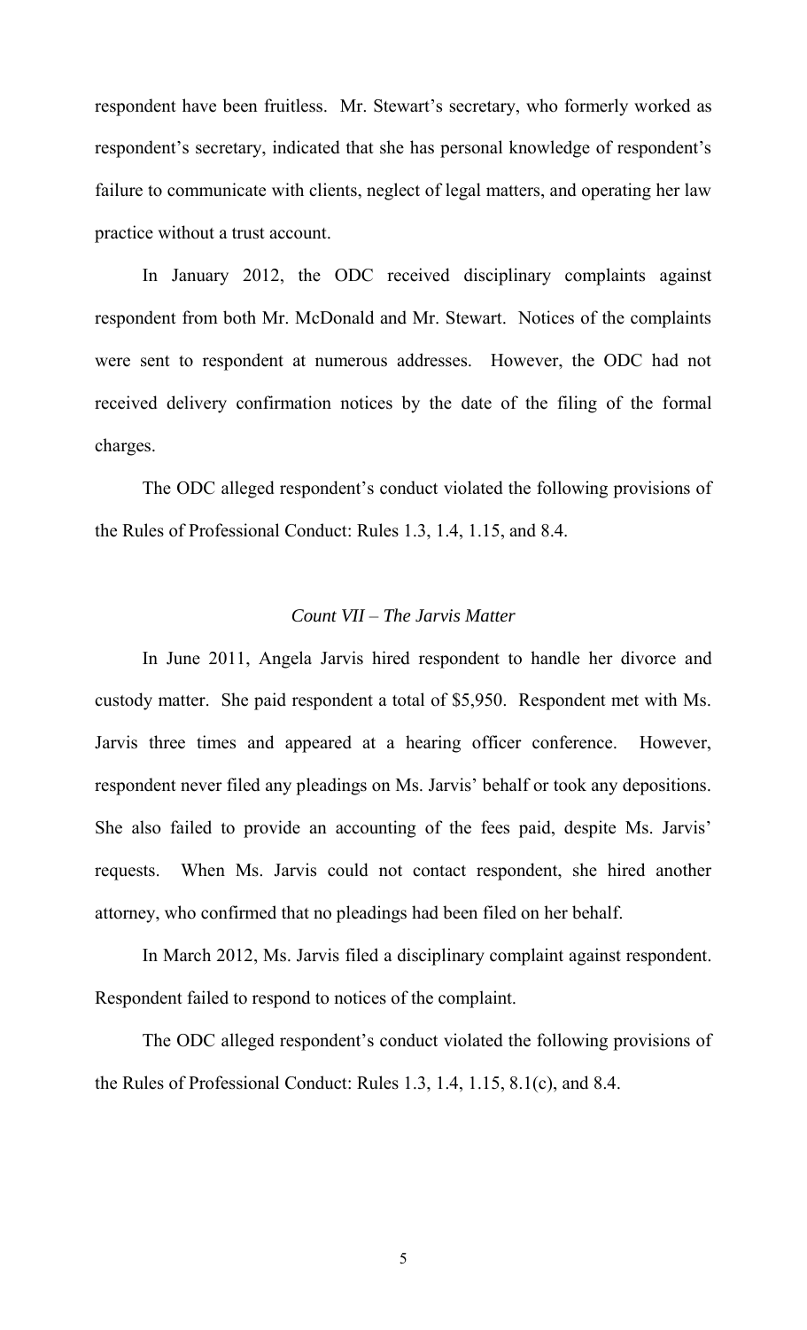respondent have been fruitless. Mr. Stewart's secretary, who formerly worked as respondent's secretary, indicated that she has personal knowledge of respondent's failure to communicate with clients, neglect of legal matters, and operating her law practice without a trust account.

In January 2012, the ODC received disciplinary complaints against respondent from both Mr. McDonald and Mr. Stewart. Notices of the complaints were sent to respondent at numerous addresses. However, the ODC had not received delivery confirmation notices by the date of the filing of the formal charges.

The ODC alleged respondent's conduct violated the following provisions of the Rules of Professional Conduct: Rules 1.3, 1.4, 1.15, and 8.4.

*Count VII – The Jarvis Matter*

In June 2011, Angela Jarvis hired respondent to handle her divorce and custody matter. She paid respondent a total of $5,950. Respondent met with Ms. Jarvis three times and appeared at a hearing officer conference. However, respondent never filed any pleadings on Ms. Jarvis' behalf or took any depositions. She also failed to provide an accounting of the fees paid, despite Ms. Jarvis' requests. When Ms. Jarvis could not contact respondent, she hired another attorney, who confirmed that no pleadings had been filed on her behalf.

In March 2012, Ms. Jarvis filed a disciplinary complaint against respondent. Respondent failed to respond to notices of the complaint.

The ODC alleged respondent's conduct violated the following provisions of the Rules of Professional Conduct: Rules 1.3, 1.4, 1.15, 8.1(c), and 8.4.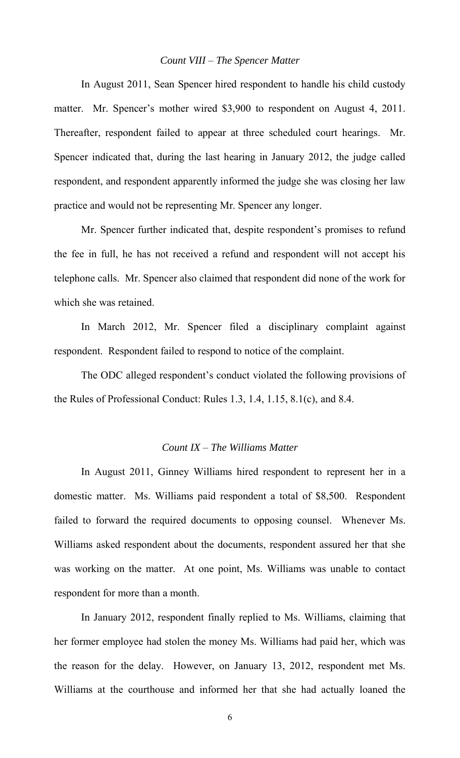*Count VIII – The Spencer Matter*

In August 2011, Sean Spencer hired respondent to handle his child custody matter. Mr. Spencer's mother wired $3,900 to respondent on August 4, 2011. Thereafter, respondent failed to appear at three scheduled court hearings. Mr. Spencer indicated that, during the last hearing in January 2012, the judge called respondent, and respondent apparently informed the judge she was closing her law practice and would not be representing Mr. Spencer any longer.

Mr. Spencer further indicated that, despite respondent's promises to refund the fee in full, he has not received a refund and respondent will not accept his telephone calls. Mr. Spencer also claimed that respondent did none of the work for which she was retained.

In March 2012, Mr. Spencer filed a disciplinary complaint against respondent. Respondent failed to respond to notice of the complaint.

The ODC alleged respondent's conduct violated the following provisions of the Rules of Professional Conduct: Rules 1.3, 1.4, 1.15, 8.1(c), and 8.4.

*Count IX – The Williams Matter*

In August 2011, Ginney Williams hired respondent to represent her in a domestic matter. Ms. Williams paid respondent a total of $8,500. Respondent failed to forward the required documents to opposing counsel. Whenever Ms. Williams asked respondent about the documents, respondent assured her that she was working on the matter. At one point, Ms. Williams was unable to contact respondent for more than a month.

In January 2012, respondent finally replied to Ms. Williams, claiming that her former employee had stolen the money Ms. Williams had paid her, which was the reason for the delay. However, on January 13, 2012, respondent met Ms. Williams at the courthouse and informed her that she had actually loaned the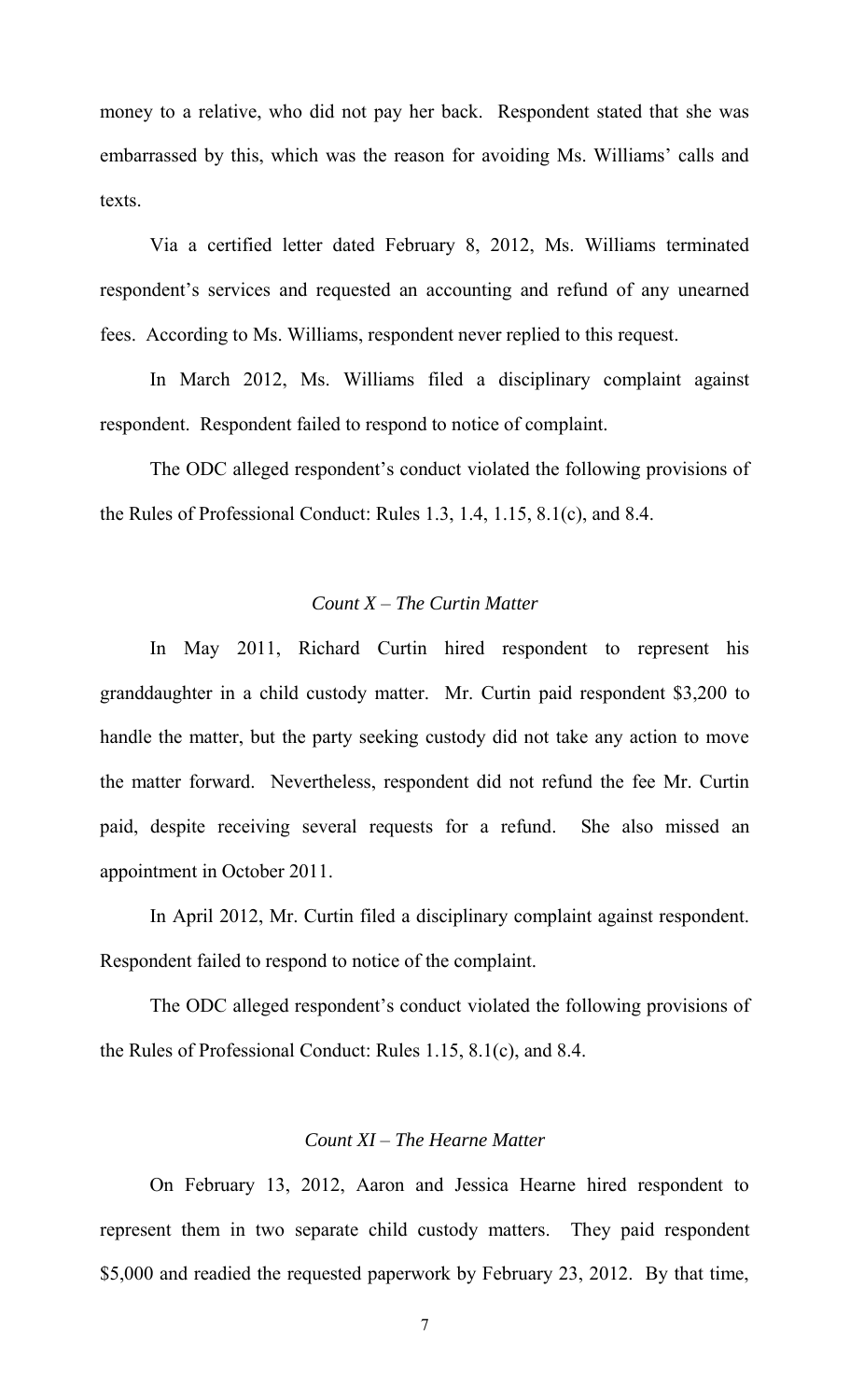money to a relative, who did not pay her back. Respondent stated that she was embarrassed by this, which was the reason for avoiding Ms. Williams' calls and texts.

Via a certified letter dated February 8, 2012, Ms. Williams terminated respondent's services and requested an accounting and refund of any unearned fees. According to Ms. Williams, respondent never replied to this request.

In March 2012, Ms. Williams filed a disciplinary complaint against respondent. Respondent failed to respond to notice of complaint.

The ODC alleged respondent's conduct violated the following provisions of the Rules of Professional Conduct: Rules 1.3, 1.4, 1.15, 8.1(c), and 8.4.

*Count X – The Curtin Matter*

In May 2011, Richard Curtin hired respondent to represent his granddaughter in a child custody matter. Mr. Curtin paid respondent $3,200 to handle the matter, but the party seeking custody did not take any action to move the matter forward. Nevertheless, respondent did not refund the fee Mr. Curtin paid, despite receiving several requests for a refund. She also missed an appointment in October 2011.

In April 2012, Mr. Curtin filed a disciplinary complaint against respondent. Respondent failed to respond to notice of the complaint.

The ODC alleged respondent's conduct violated the following provisions of the Rules of Professional Conduct: Rules 1.15, 8.1(c), and 8.4.

*Count XI – The Hearne Matter*

On February 13, 2012, Aaron and Jessica Hearne hired respondent to represent them in two separate child custody matters. They paid respondent $5,000 and readied the requested paperwork by February 23, 2012. By that time,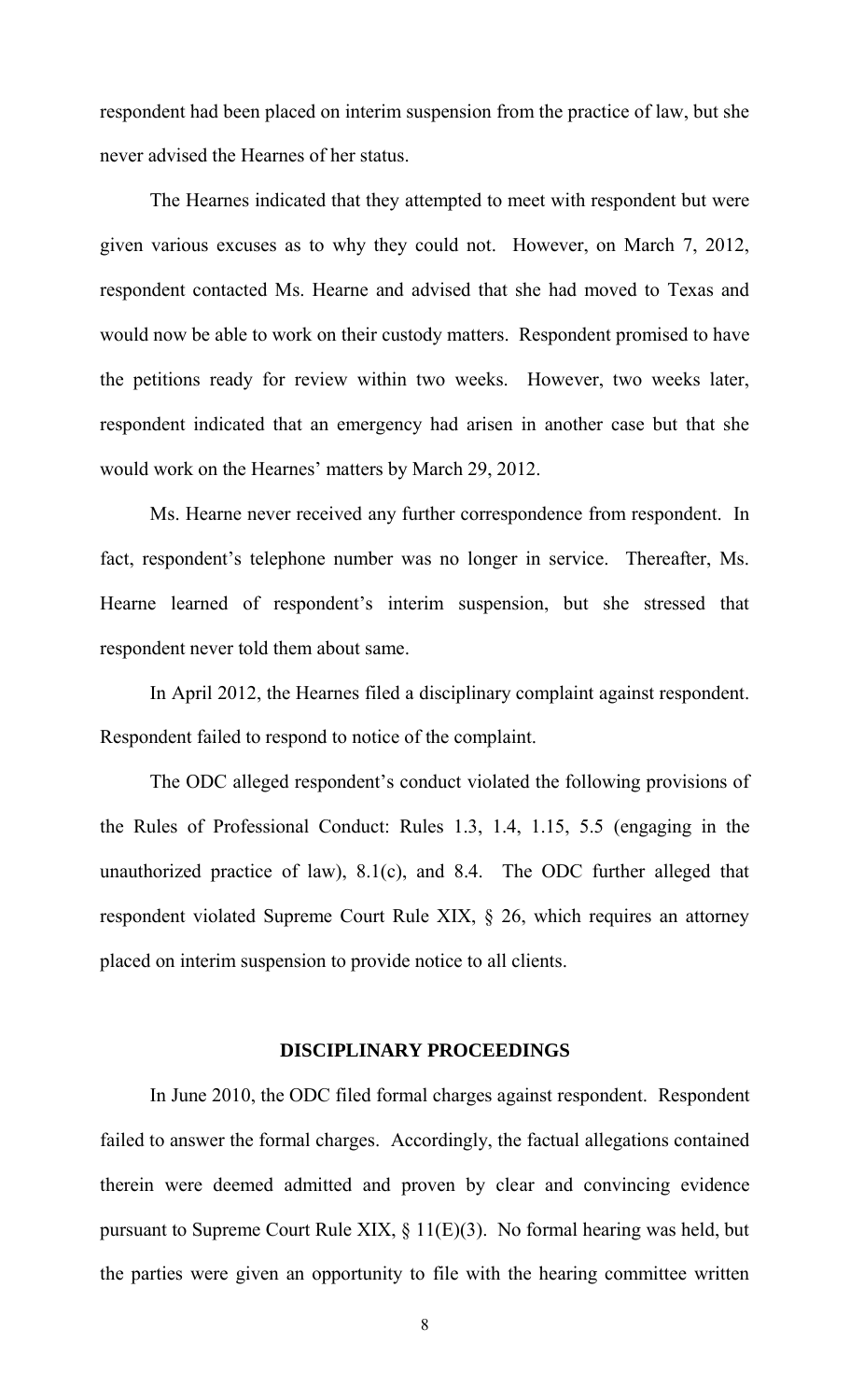respondent had been placed on interim suspension from the practice of law, but she never advised the Hearnes of her status.

The Hearnes indicated that they attempted to meet with respondent but were given various excuses as to why they could not. However, on March 7, 2012, respondent contacted Ms. Hearne and advised that she had moved to Texas and would now be able to work on their custody matters. Respondent promised to have the petitions ready for review within two weeks. However, two weeks later, respondent indicated that an emergency had arisen in another case but that she would work on the Hearnes' matters by March 29, 2012.

Ms. Hearne never received any further correspondence from respondent. In fact, respondent's telephone number was no longer in service. Thereafter, Ms. Hearne learned of respondent's interim suspension, but she stressed that respondent never told them about same.

In April 2012, the Hearnes filed a disciplinary complaint against respondent. Respondent failed to respond to notice of the complaint.

The ODC alleged respondent's conduct violated the following provisions of the Rules of Professional Conduct: Rules 1.3, 1.4, 1.15, 5.5 (engaging in the unauthorized practice of law), 8.1(c), and 8.4. The ODC further alleged that respondent violated Supreme Court Rule XIX, § 26, which requires an attorney placed on interim suspension to provide notice to all clients.

## DISCIPLINARY PROCEEDINGS

In June 2010, the ODC filed formal charges against respondent. Respondent failed to answer the formal charges. Accordingly, the factual allegations contained therein were deemed admitted and proven by clear and convincing evidence pursuant to Supreme Court Rule XIX, § 11(E)(3). No formal hearing was held, but the parties were given an opportunity to file with the hearing committee written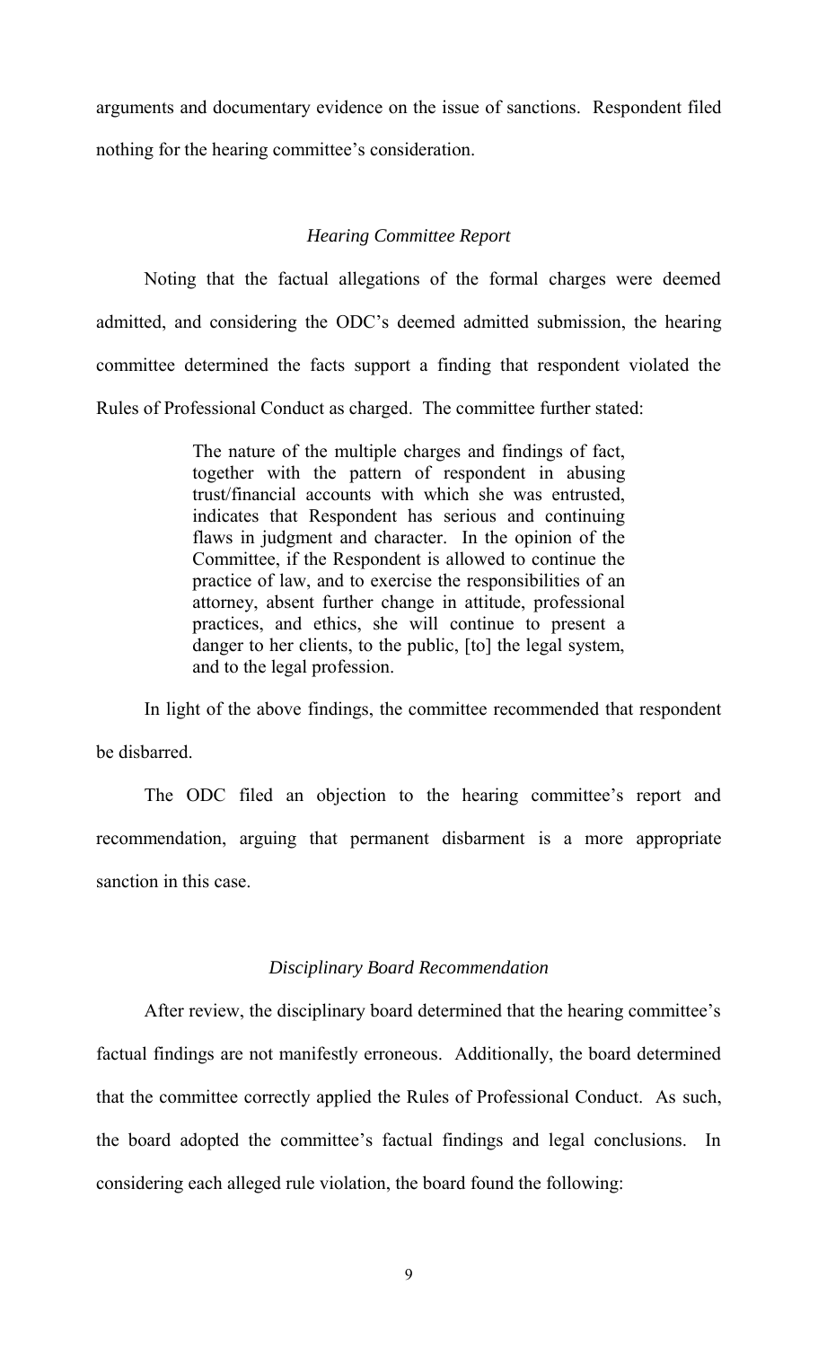arguments and documentary evidence on the issue of sanctions. Respondent filed nothing for the hearing committee's consideration.

### *Hearing Committee Report*

Noting that the factual allegations of the formal charges were deemed admitted, and considering the ODC's deemed admitted submission, the hearing committee determined the facts support a finding that respondent violated the Rules of Professional Conduct as charged. The committee further stated:

> The nature of the multiple charges and findings of fact, together with the pattern of respondent in abusing trust/financial accounts with which she was entrusted, indicates that Respondent has serious and continuing flaws in judgment and character. In the opinion of the Committee, if the Respondent is allowed to continue the practice of law, and to exercise the responsibilities of an attorney, absent further change in attitude, professional practices, and ethics, she will continue to present a danger to her clients, to the public, [to] the legal system, and to the legal profession.

In light of the above findings, the committee recommended that respondent be disbarred.

The ODC filed an objection to the hearing committee's report and recommendation, arguing that permanent disbarment is a more appropriate sanction in this case.

### *Disciplinary Board Recommendation*

After review, the disciplinary board determined that the hearing committee's factual findings are not manifestly erroneous. Additionally, the board determined that the committee correctly applied the Rules of Professional Conduct. As such, the board adopted the committee's factual findings and legal conclusions. In considering each alleged rule violation, the board found the following: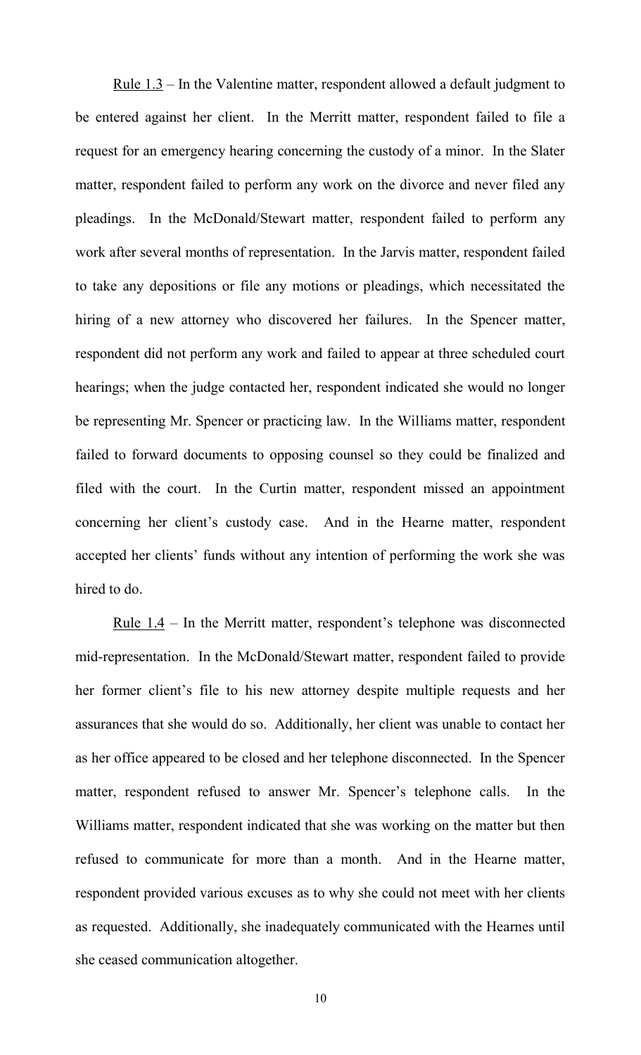Rule 1.3 – In the Valentine matter, respondent allowed a default judgment to be entered against her client. In the Merritt matter, respondent failed to file a request for an emergency hearing concerning the custody of a minor. In the Slater matter, respondent failed to perform any work on the divorce and never filed any pleadings. In the McDonald/Stewart matter, respondent failed to perform any work after several months of representation. In the Jarvis matter, respondent failed to take any depositions or file any motions or pleadings, which necessitated the hiring of a new attorney who discovered her failures. In the Spencer matter, respondent did not perform any work and failed to appear at three scheduled court hearings; when the judge contacted her, respondent indicated she would no longer be representing Mr. Spencer or practicing law. In the Williams matter, respondent failed to forward documents to opposing counsel so they could be finalized and filed with the court. In the Curtin matter, respondent missed an appointment concerning her client's custody case. And in the Hearne matter, respondent accepted her clients' funds without any intention of performing the work she was hired to do.

Rule 1.4 – In the Merritt matter, respondent's telephone was disconnected mid-representation. In the McDonald/Stewart matter, respondent failed to provide her former client's file to his new attorney despite multiple requests and her assurances that she would do so. Additionally, her client was unable to contact her as her office appeared to be closed and her telephone disconnected. In the Spencer matter, respondent refused to answer Mr. Spencer's telephone calls. In the Williams matter, respondent indicated that she was working on the matter but then refused to communicate for more than a month. And in the Hearne matter, respondent provided various excuses as to why she could not meet with her clients as requested. Additionally, she inadequately communicated with the Hearnes until she ceased communication altogether.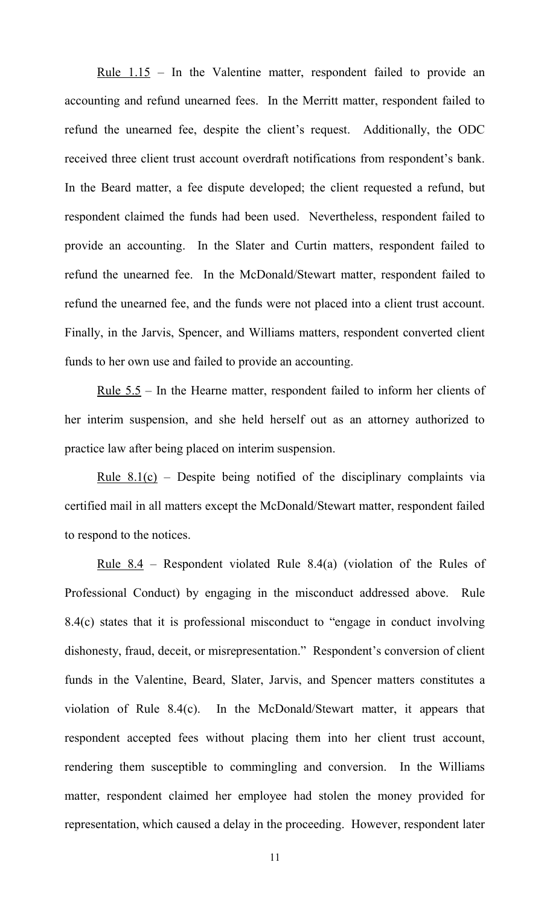Rule 1.15 – In the Valentine matter, respondent failed to provide an accounting and refund unearned fees. In the Merritt matter, respondent failed to refund the unearned fee, despite the client's request. Additionally, the ODC received three client trust account overdraft notifications from respondent's bank. In the Beard matter, a fee dispute developed; the client requested a refund, but respondent claimed the funds had been used. Nevertheless, respondent failed to provide an accounting. In the Slater and Curtin matters, respondent failed to refund the unearned fee. In the McDonald/Stewart matter, respondent failed to refund the unearned fee, and the funds were not placed into a client trust account. Finally, in the Jarvis, Spencer, and Williams matters, respondent converted client funds to her own use and failed to provide an accounting.

Rule 5.5 – In the Hearne matter, respondent failed to inform her clients of her interim suspension, and she held herself out as an attorney authorized to practice law after being placed on interim suspension.

Rule 8.1(c) – Despite being notified of the disciplinary complaints via certified mail in all matters except the McDonald/Stewart matter, respondent failed to respond to the notices.

Rule 8.4 – Respondent violated Rule 8.4(a) (violation of the Rules of Professional Conduct) by engaging in the misconduct addressed above. Rule 8.4(c) states that it is professional misconduct to "engage in conduct involving dishonesty, fraud, deceit, or misrepresentation." Respondent's conversion of client funds in the Valentine, Beard, Slater, Jarvis, and Spencer matters constitutes a violation of Rule 8.4(c). In the McDonald/Stewart matter, it appears that respondent accepted fees without placing them into her client trust account, rendering them susceptible to commingling and conversion. In the Williams matter, respondent claimed her employee had stolen the money provided for representation, which caused a delay in the proceeding. However, respondent later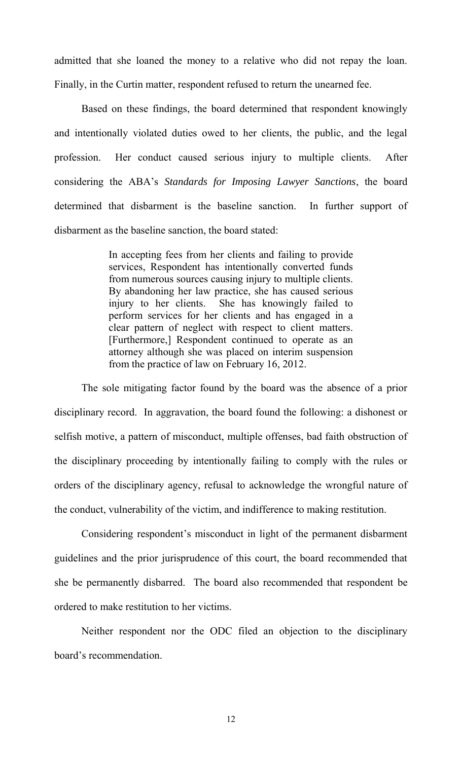admitted that she loaned the money to a relative who did not repay the loan. Finally, in the Curtin matter, respondent refused to return the unearned fee.

Based on these findings, the board determined that respondent knowingly and intentionally violated duties owed to her clients, the public, and the legal profession. Her conduct caused serious injury to multiple clients. After considering the ABA's *Standards for Imposing Lawyer Sanctions*, the board determined that disbarment is the baseline sanction. In further support of disbarment as the baseline sanction, the board stated:

> In accepting fees from her clients and failing to provide services, Respondent has intentionally converted funds from numerous sources causing injury to multiple clients. By abandoning her law practice, she has caused serious injury to her clients. She has knowingly failed to perform services for her clients and has engaged in a clear pattern of neglect with respect to client matters. [Furthermore,] Respondent continued to operate as an attorney although she was placed on interim suspension from the practice of law on February 16, 2012.

The sole mitigating factor found by the board was the absence of a prior disciplinary record. In aggravation, the board found the following: a dishonest or selfish motive, a pattern of misconduct, multiple offenses, bad faith obstruction of the disciplinary proceeding by intentionally failing to comply with the rules or orders of the disciplinary agency, refusal to acknowledge the wrongful nature of the conduct, vulnerability of the victim, and indifference to making restitution.

Considering respondent's misconduct in light of the permanent disbarment guidelines and the prior jurisprudence of this court, the board recommended that she be permanently disbarred. The board also recommended that respondent be ordered to make restitution to her victims.

Neither respondent nor the ODC filed an objection to the disciplinary board's recommendation.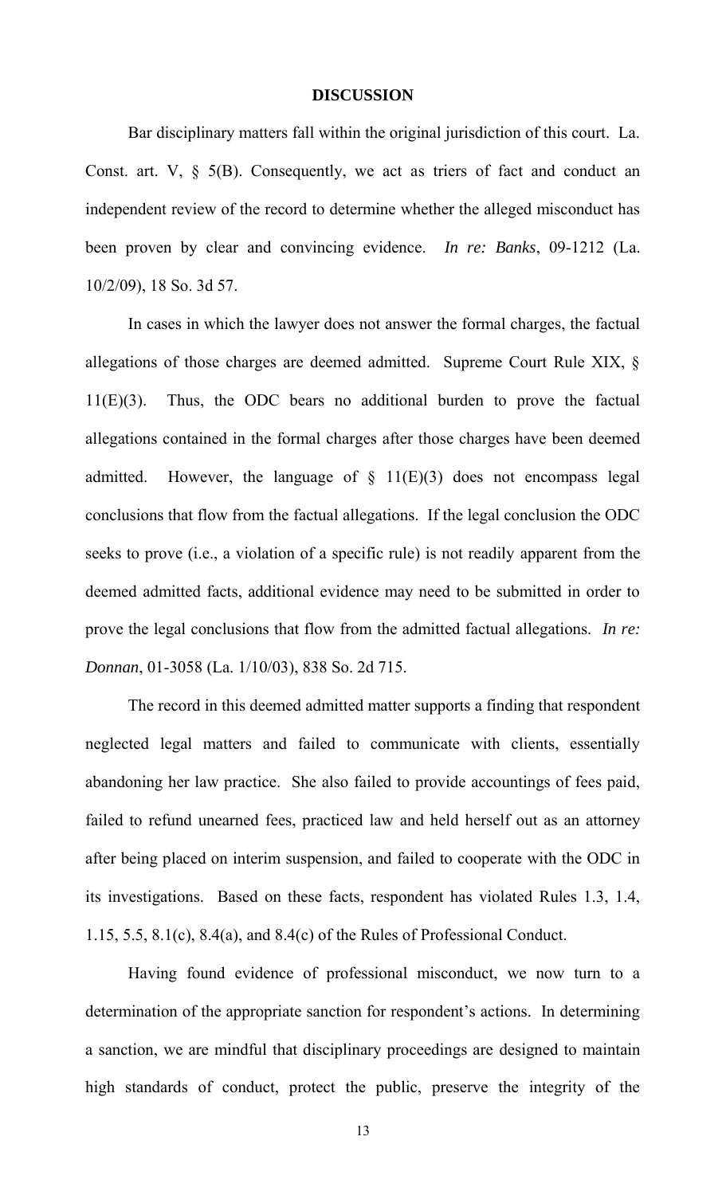## DISCUSSION

Bar disciplinary matters fall within the original jurisdiction of this court. La. Const. art. V, § 5(B). Consequently, we act as triers of fact and conduct an independent review of the record to determine whether the alleged misconduct has been proven by clear and convincing evidence. *In re: Banks*, 09-1212 (La. 10/2/09), 18 So. 3d 57.

In cases in which the lawyer does not answer the formal charges, the factual allegations of those charges are deemed admitted. Supreme Court Rule XIX, § 11(E)(3). Thus, the ODC bears no additional burden to prove the factual allegations contained in the formal charges after those charges have been deemed admitted. However, the language of § 11(E)(3) does not encompass legal conclusions that flow from the factual allegations. If the legal conclusion the ODC seeks to prove (i.e., a violation of a specific rule) is not readily apparent from the deemed admitted facts, additional evidence may need to be submitted in order to prove the legal conclusions that flow from the admitted factual allegations. *In re: Donnan*, 01-3058 (La. 1/10/03), 838 So. 2d 715.

The record in this deemed admitted matter supports a finding that respondent neglected legal matters and failed to communicate with clients, essentially abandoning her law practice. She also failed to provide accountings of fees paid, failed to refund unearned fees, practiced law and held herself out as an attorney after being placed on interim suspension, and failed to cooperate with the ODC in its investigations. Based on these facts, respondent has violated Rules 1.3, 1.4, 1.15, 5.5, 8.1(c), 8.4(a), and 8.4(c) of the Rules of Professional Conduct.

Having found evidence of professional misconduct, we now turn to a determination of the appropriate sanction for respondent's actions. In determining a sanction, we are mindful that disciplinary proceedings are designed to maintain high standards of conduct, protect the public, preserve the integrity of the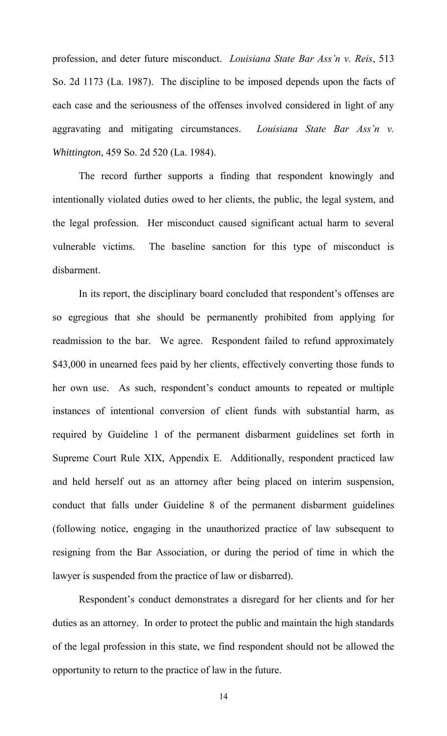profession, and deter future misconduct. *Louisiana State Bar Ass'n v. Reis*, 513 So. 2d 1173 (La. 1987). The discipline to be imposed depends upon the facts of each case and the seriousness of the offenses involved considered in light of any aggravating and mitigating circumstances. *Louisiana State Bar Ass'n v. Whittington*, 459 So. 2d 520 (La. 1984).

The record further supports a finding that respondent knowingly and intentionally violated duties owed to her clients, the public, the legal system, and the legal profession. Her misconduct caused significant actual harm to several vulnerable victims. The baseline sanction for this type of misconduct is disbarment.

In its report, the disciplinary board concluded that respondent's offenses are so egregious that she should be permanently prohibited from applying for readmission to the bar. We agree. Respondent failed to refund approximately $43,000 in unearned fees paid by her clients, effectively converting those funds to her own use. As such, respondent's conduct amounts to repeated or multiple instances of intentional conversion of client funds with substantial harm, as required by Guideline 1 of the permanent disbarment guidelines set forth in Supreme Court Rule XIX, Appendix E. Additionally, respondent practiced law and held herself out as an attorney after being placed on interim suspension, conduct that falls under Guideline 8 of the permanent disbarment guidelines (following notice, engaging in the unauthorized practice of law subsequent to resigning from the Bar Association, or during the period of time in which the lawyer is suspended from the practice of law or disbarred).

Respondent's conduct demonstrates a disregard for her clients and for her duties as an attorney. In order to protect the public and maintain the high standards of the legal profession in this state, we find respondent should not be allowed the opportunity to return to the practice of law in the future.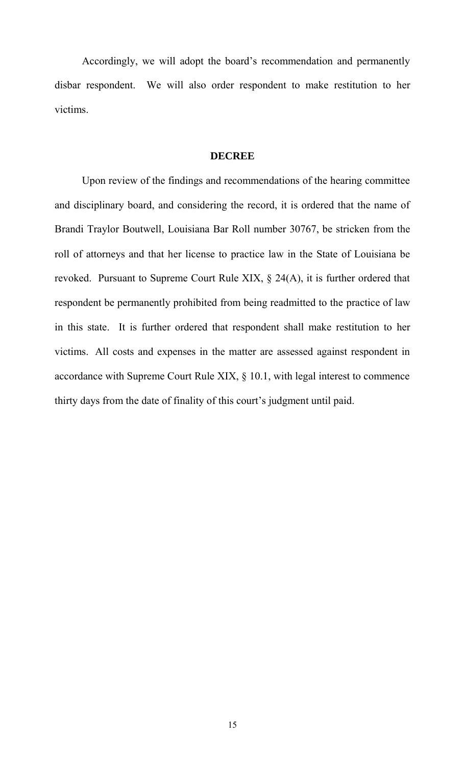Accordingly, we will adopt the board's recommendation and permanently disbar respondent. We will also order respondent to make restitution to her victims.

## DECREE

Upon review of the findings and recommendations of the hearing committee and disciplinary board, and considering the record, it is ordered that the name of Brandi Traylor Boutwell, Louisiana Bar Roll number 30767, be stricken from the roll of attorneys and that her license to practice law in the State of Louisiana be revoked. Pursuant to Supreme Court Rule XIX, § 24(A), it is further ordered that respondent be permanently prohibited from being readmitted to the practice of law in this state. It is further ordered that respondent shall make restitution to her victims. All costs and expenses in the matter are assessed against respondent in accordance with Supreme Court Rule XIX, § 10.1, with legal interest to commence thirty days from the date of finality of this court's judgment until paid.